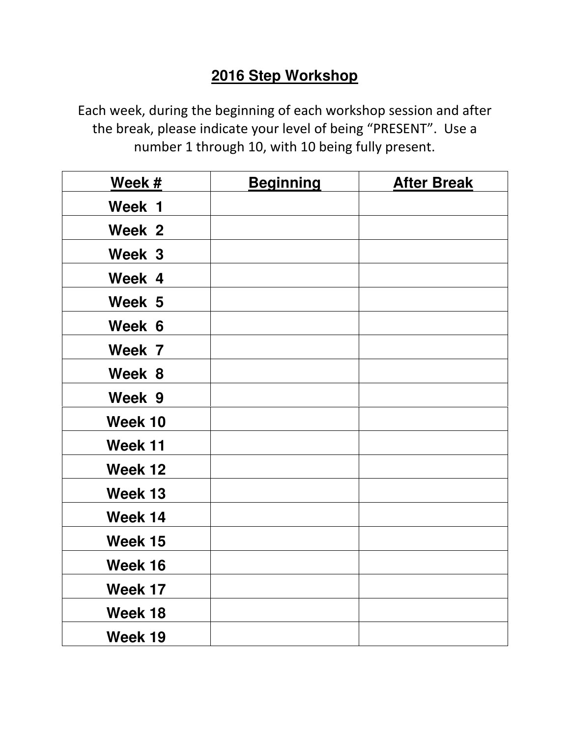# 2016 Step Workshop

Each week, during the beginning of each workshop session and after the break, please indicate your level of being "PRESENT". Use a number 1 through 10, with 10 being fully present.

| Week # | Beginning | After Break |
|---|---|---|
| Week 1 | | |
| Week 2 | | |
| Week 3 | | |
| Week 4 | | |
| Week 5 | | |
| Week 6 | | |
| Week 7 | | |
| Week 8 | | |
| Week 9 | | |
| Week 10 | | |
| Week 11 | | |
| Week 12 | | |
| Week 13 | | |
| Week 14 | | |
| Week 15 | | |
| Week 16 | | |
| Week 17 | | |
| Week 18 | | |
| Week 19 | | |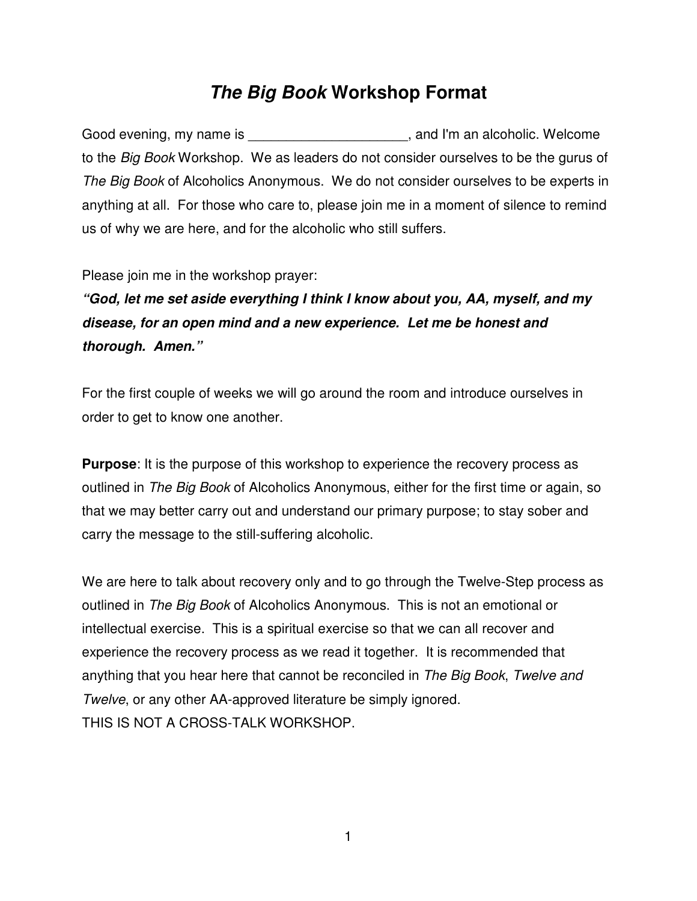# *The Big Book* Workshop Format

Good evening, my name is ____________________, and I'm an alcoholic. Welcome to the *Big Book* Workshop. We as leaders do not consider ourselves to be the gurus of *The Big Book* of Alcoholics Anonymous. We do not consider ourselves to be experts in anything at all. For those who care to, please join me in a moment of silence to remind us of why we are here, and for the alcoholic who still suffers.

Please join me in the workshop prayer:

***"God, let me set aside everything I think I know about you, AA, myself, and my disease, for an open mind and a new experience. Let me be honest and thorough. Amen."***

For the first couple of weeks we will go around the room and introduce ourselves in order to get to know one another.

**Purpose**: It is the purpose of this workshop to experience the recovery process as outlined in *The Big Book* of Alcoholics Anonymous, either for the first time or again, so that we may better carry out and understand our primary purpose; to stay sober and carry the message to the still-suffering alcoholic.

We are here to talk about recovery only and to go through the Twelve-Step process as outlined in *The Big Book* of Alcoholics Anonymous. This is not an emotional or intellectual exercise. This is a spiritual exercise so that we can all recover and experience the recovery process as we read it together. It is recommended that anything that you hear here that cannot be reconciled in *The Big Book*, *Twelve and Twelve*, or any other AA-approved literature be simply ignored.
THIS IS NOT A CROSS-TALK WORKSHOP.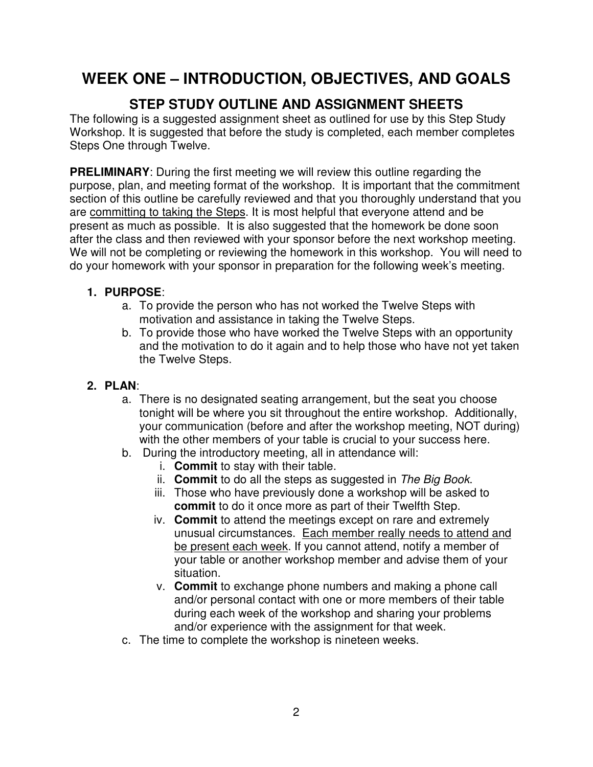# WEEK ONE – INTRODUCTION, OBJECTIVES, AND GOALS

## STEP STUDY OUTLINE AND ASSIGNMENT SHEETS

The following is a suggested assignment sheet as outlined for use by this Step Study Workshop. It is suggested that before the study is completed, each member completes Steps One through Twelve.

**PRELIMINARY**: During the first meeting we will review this outline regarding the purpose, plan, and meeting format of the workshop. It is important that the commitment section of this outline be carefully reviewed and that you thoroughly understand that you are <u>committing to taking the Steps</u>. It is most helpful that everyone attend and be present as much as possible. It is also suggested that the homework be done soon after the class and then reviewed with your sponsor before the next workshop meeting. We will not be completing or reviewing the homework in this workshop. You will need to do your homework with your sponsor in preparation for the following week's meeting.

1. **PURPOSE**:
   a. To provide the person who has not worked the Twelve Steps with motivation and assistance in taking the Twelve Steps.
   b. To provide those who have worked the Twelve Steps with an opportunity and the motivation to do it again and to help those who have not yet taken the Twelve Steps.

2. **PLAN**:
   a. There is no designated seating arrangement, but the seat you choose tonight will be where you sit throughout the entire workshop. Additionally, your communication (before and after the workshop meeting, NOT during) with the other members of your table is crucial to your success here.
   b. During the introductory meeting, all in attendance will:
      i. **Commit** to stay with their table.
      ii. **Commit** to do all the steps as suggested in *The Big Book*.
      iii. Those who have previously done a workshop will be asked to **commit** to do it once more as part of their Twelfth Step.
      iv. **Commit** to attend the meetings except on rare and extremely unusual circumstances. <u>Each member really needs to attend and be present each week</u>. If you cannot attend, notify a member of your table or another workshop member and advise them of your situation.
      v. **Commit** to exchange phone numbers and making a phone call and/or personal contact with one or more members of their table during each week of the workshop and sharing your problems and/or experience with the assignment for that week.
   c. The time to complete the workshop is nineteen weeks.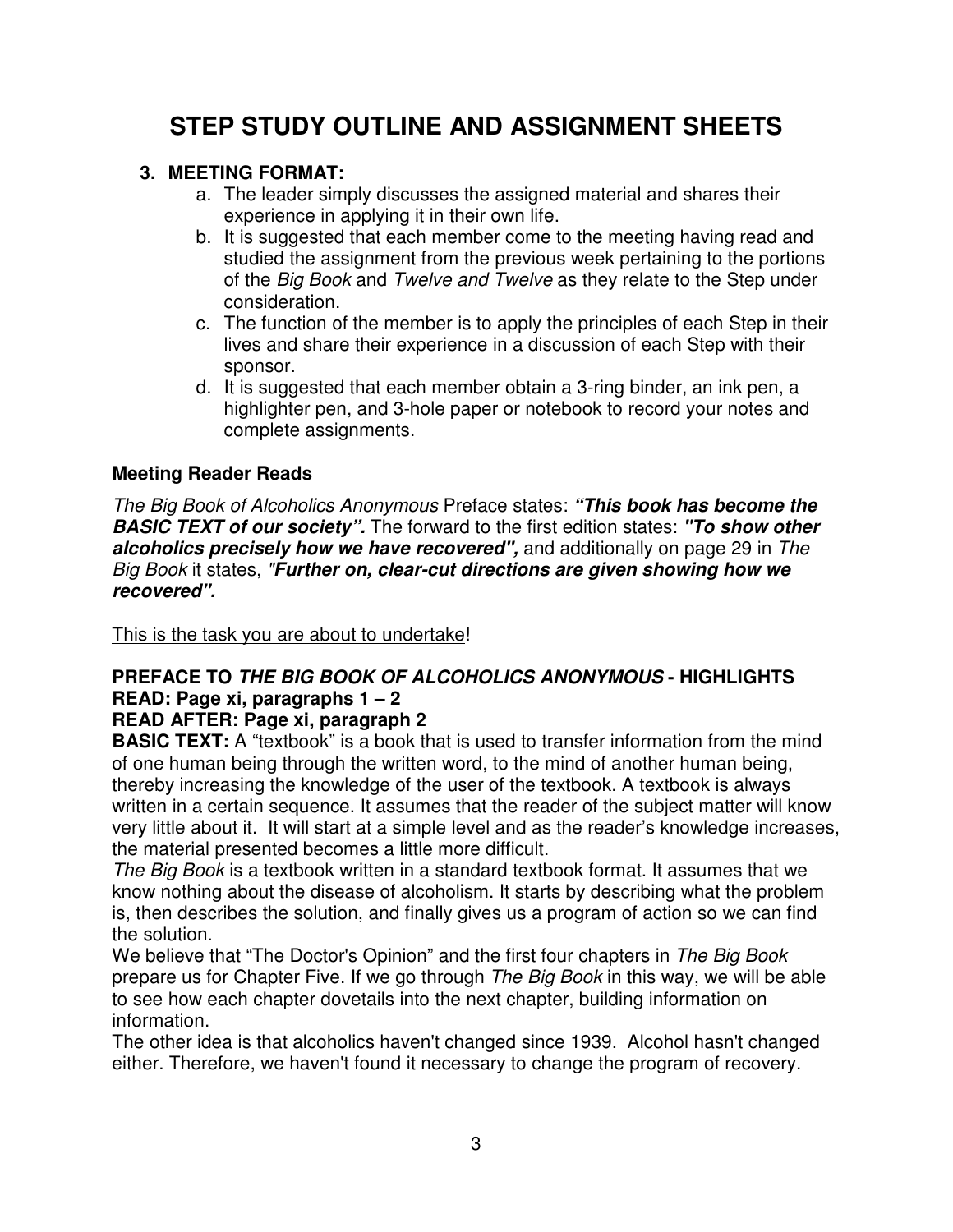# STEP STUDY OUTLINE AND ASSIGNMENT SHEETS

**3. MEETING FORMAT:**

a. The leader simply discusses the assigned material and shares their experience in applying it in their own life.

b. It is suggested that each member come to the meeting having read and studied the assignment from the previous week pertaining to the portions of the *Big Book* and *Twelve and Twelve* as they relate to the Step under consideration.

c. The function of the member is to apply the principles of each Step in their lives and share their experience in a discussion of each Step with their sponsor.

d. It is suggested that each member obtain a 3-ring binder, an ink pen, a highlighter pen, and 3-hole paper or notebook to record your notes and complete assignments.

**Meeting Reader Reads**

*The Big Book of Alcoholics Anonymous* Preface states: ***"This book has become the BASIC TEXT of our society".*** The forward to the first edition states: ***"To show other alcoholics precisely how we have recovered",*** and additionally on page 29 in *The Big Book* it states, *"**Further on, clear-cut directions are given showing how we recovered".***

<u>This is the task you are about to undertake</u>!

**PREFACE TO *THE BIG BOOK OF ALCOHOLICS ANONYMOUS* - HIGHLIGHTS**
**READ: Page xi, paragraphs 1 – 2**
**READ AFTER: Page xi, paragraph 2**

**BASIC TEXT:** A "textbook" is a book that is used to transfer information from the mind of one human being through the written word, to the mind of another human being, thereby increasing the knowledge of the user of the textbook. A textbook is always written in a certain sequence. It assumes that the reader of the subject matter will know very little about it. It will start at a simple level and as the reader's knowledge increases, the material presented becomes a little more difficult.

*The Big Book* is a textbook written in a standard textbook format. It assumes that we know nothing about the disease of alcoholism. It starts by describing what the problem is, then describes the solution, and finally gives us a program of action so we can find the solution.

We believe that "The Doctor's Opinion" and the first four chapters in *The Big Book* prepare us for Chapter Five. If we go through *The Big Book* in this way, we will be able to see how each chapter dovetails into the next chapter, building information on information.

The other idea is that alcoholics haven't changed since 1939. Alcohol hasn't changed either. Therefore, we haven't found it necessary to change the program of recovery.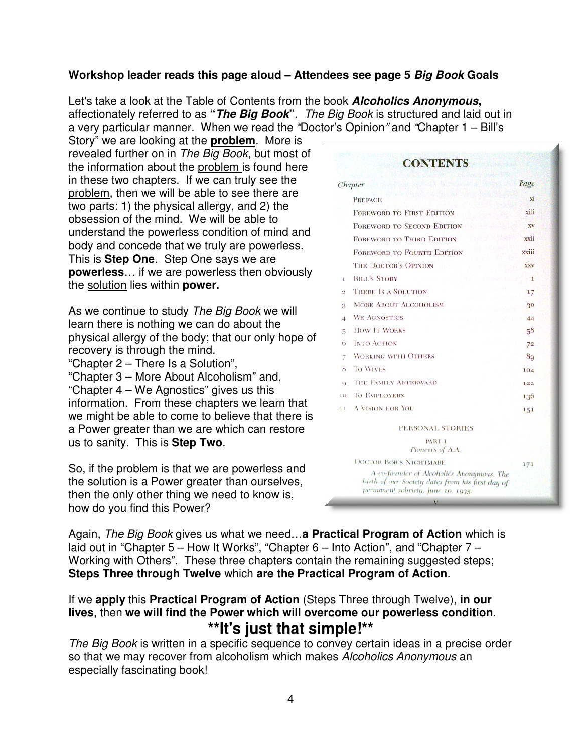**Workshop leader reads this page aloud – Attendees see page 5 *Big Book* Goals**

Let's take a look at the Table of Contents from the book ***Alcoholics Anonymous*,** affectionately referred to as **"*The Big Book*"**. *The Big Book* is structured and laid out in a very particular manner. When we read the *"*Doctor's Opinion*"* and *"*Chapter 1 – Bill's Story" we are looking at the **problem**. More is revealed further on in *The Big Book*, but most of the information about the problem is found here in these two chapters. If we can truly see the problem, then we will be able to see there are two parts: 1) the physical allergy, and 2) the obsession of the mind. We will be able to understand the powerless condition of mind and body and concede that we truly are powerless. This is **Step One**. Step One says we are **powerless**… if we are powerless then obviously the solution lies within **power.**

**CONTENTS**

| Chapter | | Page |
|---|---|---|
| | Preface | xi |
| | Foreword to First Edition | xiii |
| | Foreword to Second Edition | xv |
| | Foreword to Third Edition | xxii |
| | Foreword to Fourth Edition | xxiii |
| | The Doctor's Opinion | xxv |
| 1 | Bill's Story | 1 |
| 2 | There Is a Solution | 17 |
| 3 | More About Alcoholism | 30 |
| 4 | We Agnostics | 44 |
| 5 | How It Works | 58 |
| 6 | Into Action | 72 |
| 7 | Working with Others | 89 |
| 8 | To Wives | 104 |
| 9 | The Family Afterward | 122 |
| 10 | To Employers | 136 |
| 11 | A Vision for You | 151 |

PERSONAL STORIES

PART I

*Pioneers of A.A.*

Doctor Bob's Nightmare — 171

*A co-founder of Alcoholics Anonymous. The birth of our Society dates from his first day of permanent sobriety, June 10, 1935.*

As we continue to study *The Big Book* we will learn there is nothing we can do about the physical allergy of the body; that our only hope of recovery is through the mind.
"Chapter 2 – There Is a Solution",
"Chapter 3 – More About Alcoholism" and,
"Chapter 4 – We Agnostics" gives us this information. From these chapters we learn that we might be able to come to believe that there is a Power greater than we are which can restore us to sanity. This is **Step Two**.

So, if the problem is that we are powerless and the solution is a Power greater than ourselves, then the only other thing we need to know is, how do you find this Power?

Again, *The Big Book* gives us what we need…**a Practical Program of Action** which is laid out in "Chapter 5 – How It Works", "Chapter 6 – Into Action", and "Chapter 7 – Working with Others". These three chapters contain the remaining suggested steps; **Steps Three through Twelve** which **are the Practical Program of Action**.

If we **apply** this **Practical Program of Action** (Steps Three through Twelve), **in our lives**, then **we will find the Power which will overcome our powerless condition**.

**\*\*It's just that simple!\*\***

*The Big Book* is written in a specific sequence to convey certain ideas in a precise order so that we may recover from alcoholism which makes *Alcoholics Anonymous* an especially fascinating book!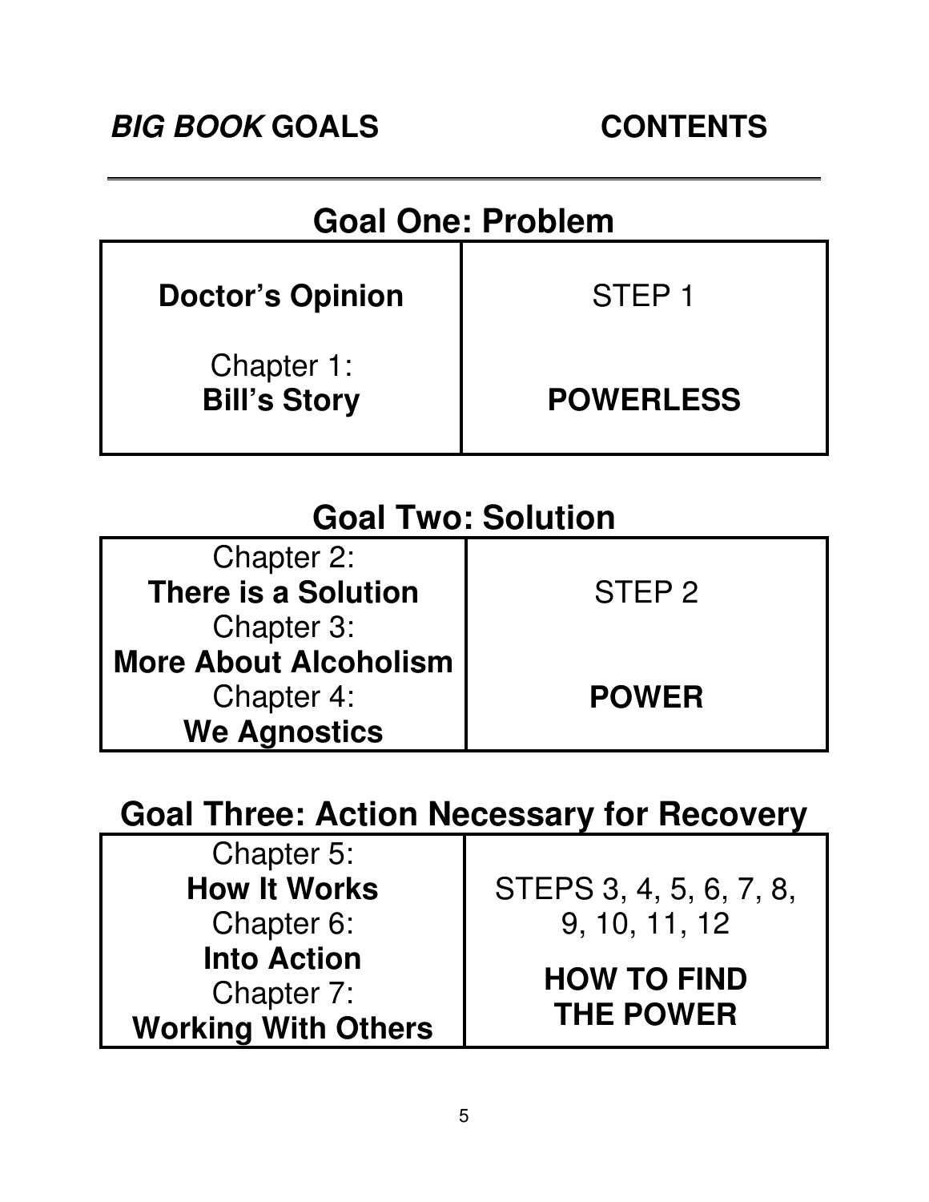***BIG BOOK* GOALS** **CONTENTS**

## Goal One: Problem

| | |
|---|---|
| **Doctor's Opinion**<br><br>Chapter 1:<br>**Bill's Story** | STEP 1<br><br>**POWERLESS** |

## Goal Two: Solution

| | |
|---|---|
| Chapter 2:<br>**There is a Solution**<br>Chapter 3:<br>**More About Alcoholism**<br>Chapter 4:<br>**We Agnostics** | STEP 2<br><br>**POWER** |

## Goal Three: Action Necessary for Recovery

| | |
|---|---|
| Chapter 5:<br>**How It Works**<br>Chapter 6:<br>**Into Action**<br>Chapter 7:<br>**Working With Others** | STEPS 3, 4, 5, 6, 7, 8, 9, 10, 11, 12<br><br>**HOW TO FIND THE POWER** |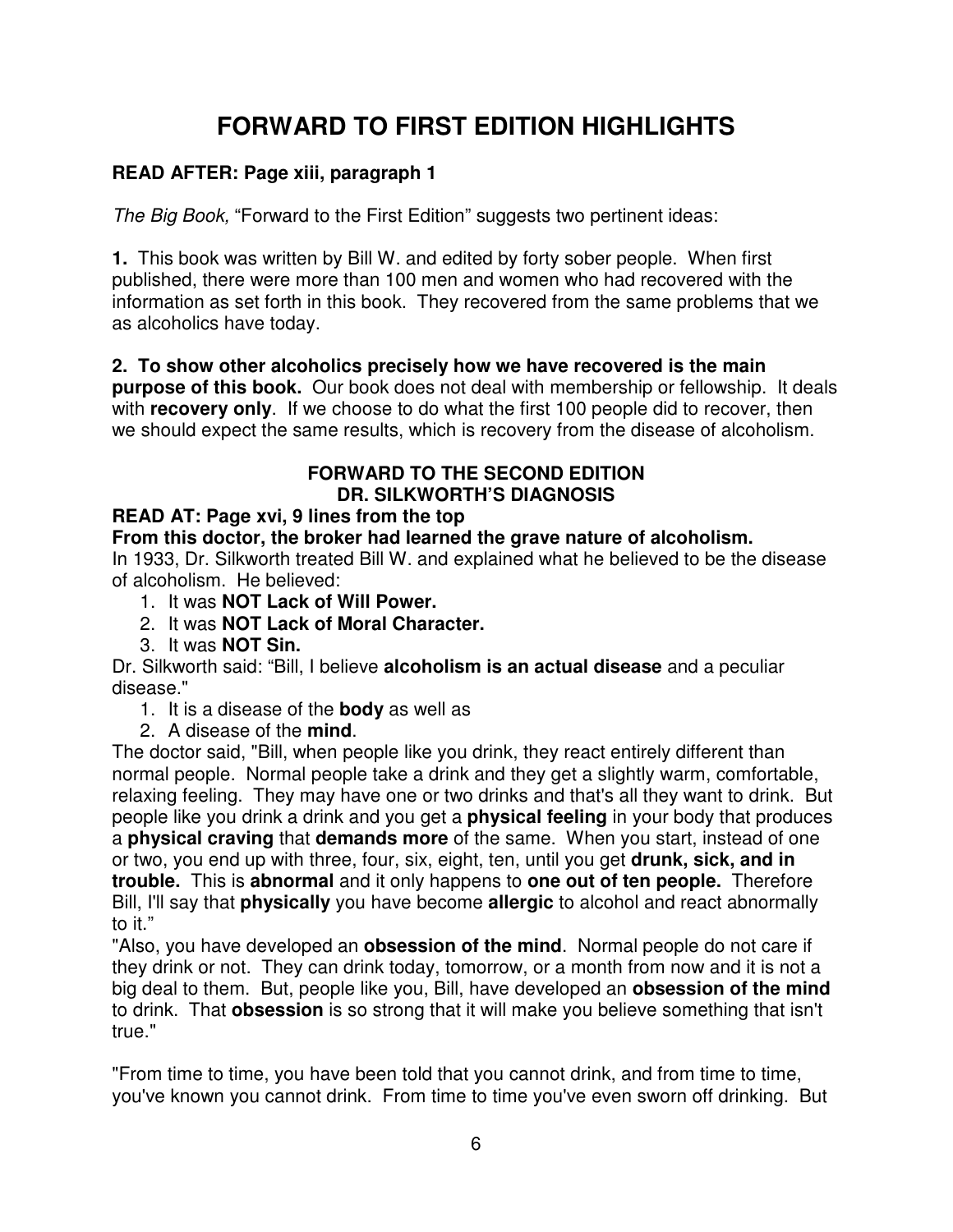# FORWARD TO FIRST EDITION HIGHLIGHTS

**READ AFTER: Page xiii, paragraph 1**

*The Big Book,* "Forward to the First Edition" suggests two pertinent ideas:

**1.** This book was written by Bill W. and edited by forty sober people. When first published, there were more than 100 men and women who had recovered with the information as set forth in this book. They recovered from the same problems that we as alcoholics have today.

**2. To show other alcoholics precisely how we have recovered is the main purpose of this book.** Our book does not deal with membership or fellowship. It deals with **recovery only**. If we choose to do what the first 100 people did to recover, then we should expect the same results, which is recovery from the disease of alcoholism.

## FORWARD TO THE SECOND EDITION
## DR. SILKWORTH'S DIAGNOSIS

**READ AT: Page xvi, 9 lines from the top**

**From this doctor, the broker had learned the grave nature of alcoholism.**
In 1933, Dr. Silkworth treated Bill W. and explained what he believed to be the disease of alcoholism. He believed:

1. It was **NOT Lack of Will Power.**
2. It was **NOT Lack of Moral Character.**
3. It was **NOT Sin.**

Dr. Silkworth said: "Bill, I believe **alcoholism is an actual disease** and a peculiar disease."

1. It is a disease of the **body** as well as
2. A disease of the **mind**.

The doctor said, "Bill, when people like you drink, they react entirely different than normal people. Normal people take a drink and they get a slightly warm, comfortable, relaxing feeling. They may have one or two drinks and that's all they want to drink. But people like you drink a drink and you get a **physical feeling** in your body that produces a **physical craving** that **demands more** of the same. When you start, instead of one or two, you end up with three, four, six, eight, ten, until you get **drunk, sick, and in trouble.** This is **abnormal** and it only happens to **one out of ten people.** Therefore Bill, I'll say that **physically** you have become **allergic** to alcohol and react abnormally to it."

"Also, you have developed an **obsession of the mind**. Normal people do not care if they drink or not. They can drink today, tomorrow, or a month from now and it is not a big deal to them. But, people like you, Bill, have developed an **obsession of the mind** to drink. That **obsession** is so strong that it will make you believe something that isn't true."

"From time to time, you have been told that you cannot drink, and from time to time, you've known you cannot drink. From time to time you've even sworn off drinking. But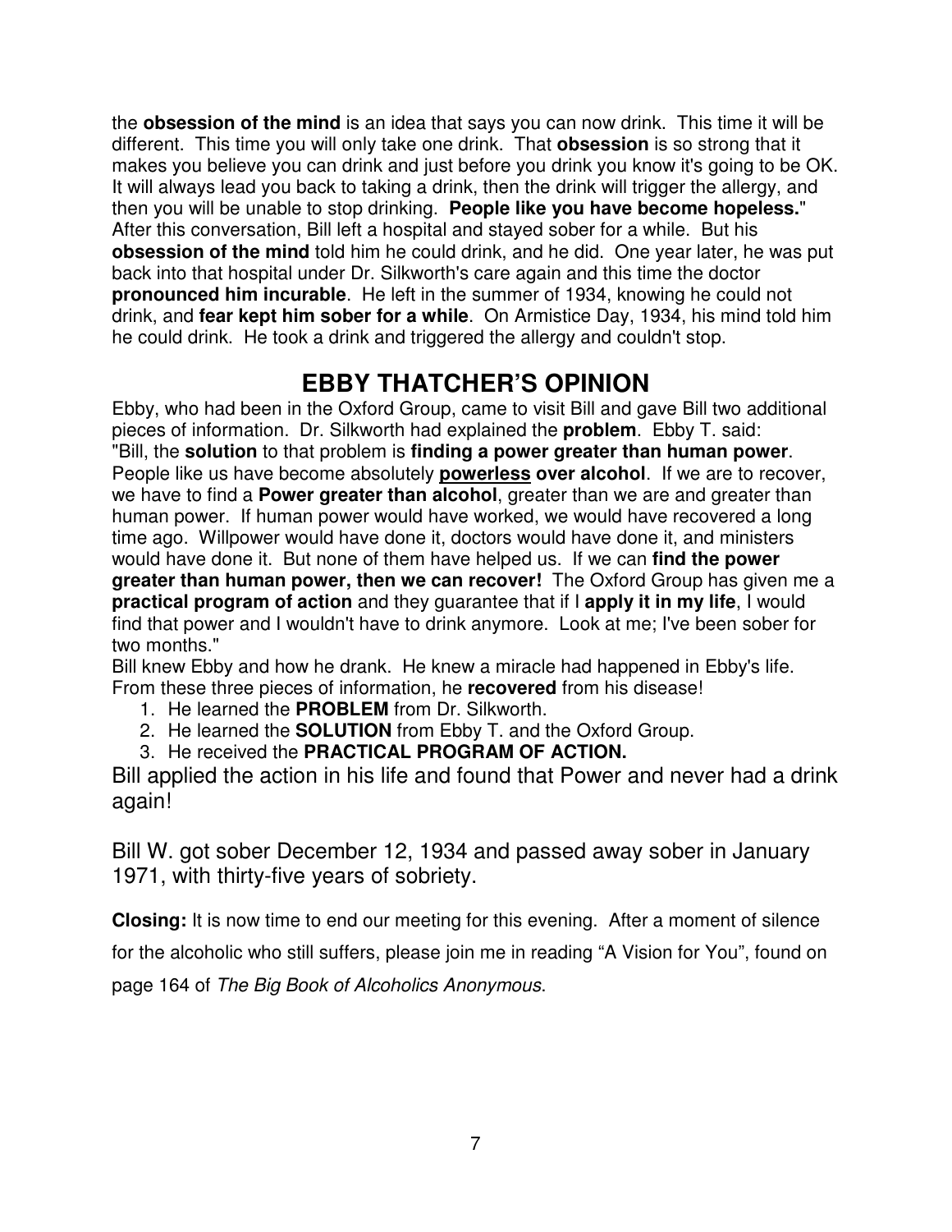the **obsession of the mind** is an idea that says you can now drink. This time it will be different. This time you will only take one drink. That **obsession** is so strong that it makes you believe you can drink and just before you drink you know it's going to be OK. It will always lead you back to taking a drink, then the drink will trigger the allergy, and then you will be unable to stop drinking. **People like you have become hopeless.**" After this conversation, Bill left a hospital and stayed sober for a while. But his **obsession of the mind** told him he could drink, and he did. One year later, he was put back into that hospital under Dr. Silkworth's care again and this time the doctor **pronounced him incurable**. He left in the summer of 1934, knowing he could not drink, and **fear kept him sober for a while**. On Armistice Day, 1934, his mind told him he could drink. He took a drink and triggered the allergy and couldn't stop.

## EBBY THATCHER'S OPINION

Ebby, who had been in the Oxford Group, came to visit Bill and gave Bill two additional pieces of information. Dr. Silkworth had explained the **problem**. Ebby T. said:
"Bill, the **solution** to that problem is **finding a power greater than human power**. People like us have become absolutely **<u>powerless</u> over alcohol**. If we are to recover, we have to find a **Power greater than alcohol**, greater than we are and greater than human power. If human power would have worked, we would have recovered a long time ago. Willpower would have done it, doctors would have done it, and ministers would have done it. But none of them have helped us. If we can **find the power greater than human power, then we can recover!** The Oxford Group has given me a **practical program of action** and they guarantee that if I **apply it in my life**, I would find that power and I wouldn't have to drink anymore. Look at me; I've been sober for two months."
Bill knew Ebby and how he drank. He knew a miracle had happened in Ebby's life. From these three pieces of information, he **recovered** from his disease!

1. He learned the **PROBLEM** from Dr. Silkworth.
2. He learned the **SOLUTION** from Ebby T. and the Oxford Group.
3. He received the **PRACTICAL PROGRAM OF ACTION.**

Bill applied the action in his life and found that Power and never had a drink again!

Bill W. got sober December 12, 1934 and passed away sober in January 1971, with thirty-five years of sobriety.

**Closing:** It is now time to end our meeting for this evening. After a moment of silence for the alcoholic who still suffers, please join me in reading "A Vision for You", found on page 164 of *The Big Book of Alcoholics Anonymous*.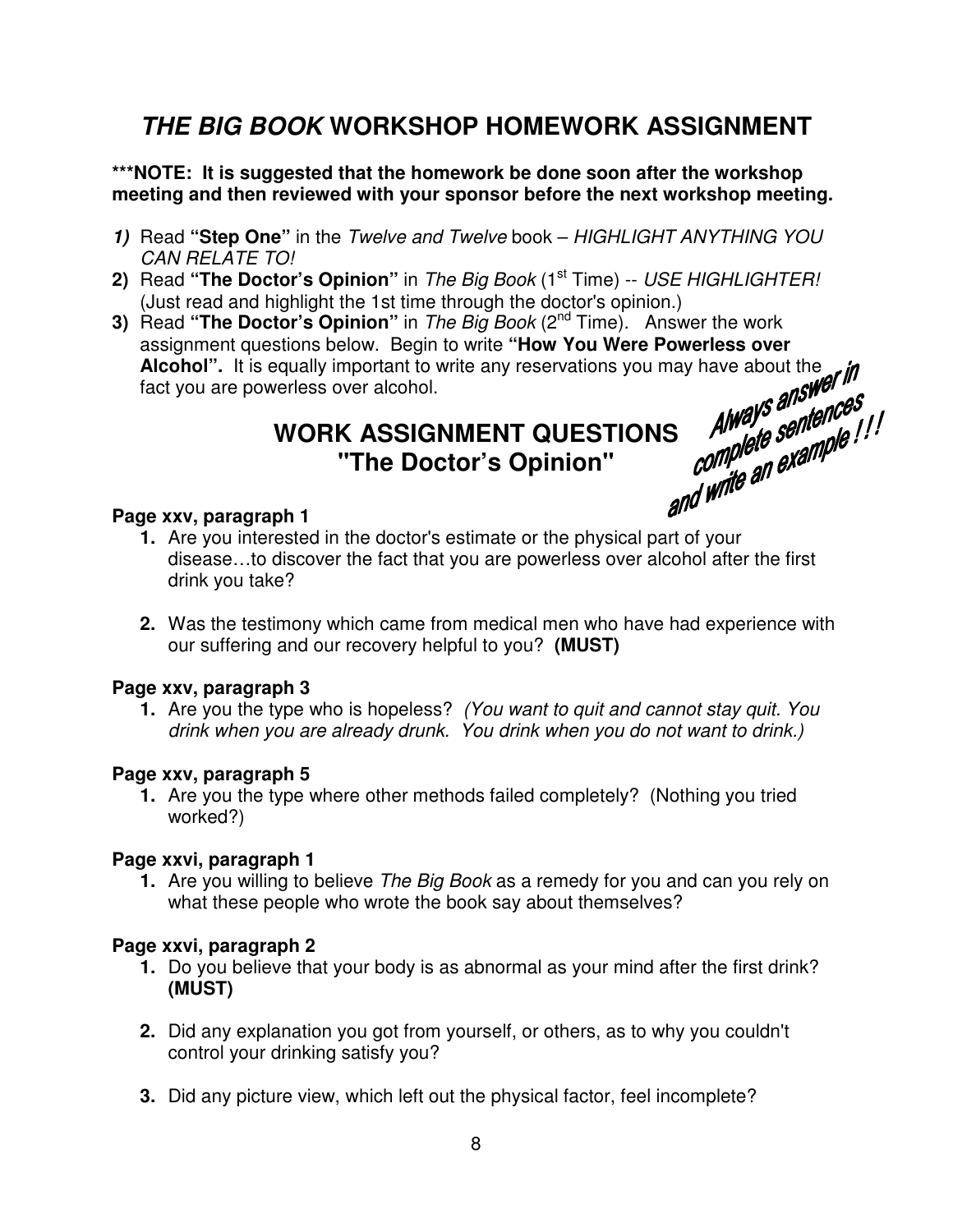# *THE BIG BOOK* WORKSHOP HOMEWORK ASSIGNMENT

**\*\*\*NOTE: It is suggested that the homework be done soon after the workshop meeting and then reviewed with your sponsor before the next workshop meeting.**

***1)*** Read **"Step One"** in the *Twelve and Twelve* book – *HIGHLIGHT ANYTHING YOU CAN RELATE TO!*

**2)** Read **"The Doctor's Opinion"** in *The Big Book* (1st Time) -- *USE HIGHLIGHTER!* (Just read and highlight the 1st time through the doctor's opinion.)

**3)** Read **"The Doctor's Opinion"** in *The Big Book* (2nd Time). Answer the work assignment questions below. Begin to write **"How You Were Powerless over Alcohol".** It is equally important to write any reservations you may have about the fact you are powerless over alcohol.

**Always answer in complete sentences and write an example ! ! !**

## WORK ASSIGNMENT QUESTIONS
## "The Doctor's Opinion"

**Page xxv, paragraph 1**

1. Are you interested in the doctor's estimate or the physical part of your disease…to discover the fact that you are powerless over alcohol after the first drink you take?

2. Was the testimony which came from medical men who have had experience with our suffering and our recovery helpful to you? **(MUST)**

**Page xxv, paragraph 3**

1. Are you the type who is hopeless? *(You want to quit and cannot stay quit. You drink when you are already drunk. You drink when you do not want to drink.)*

**Page xxv, paragraph 5**

1. Are you the type where other methods failed completely? (Nothing you tried worked?)

**Page xxvi, paragraph 1**

1. Are you willing to believe *The Big Book* as a remedy for you and can you rely on what these people who wrote the book say about themselves?

**Page xxvi, paragraph 2**

1. Do you believe that your body is as abnormal as your mind after the first drink? **(MUST)**

2. Did any explanation you got from yourself, or others, as to why you couldn't control your drinking satisfy you?

3. Did any picture view, which left out the physical factor, feel incomplete?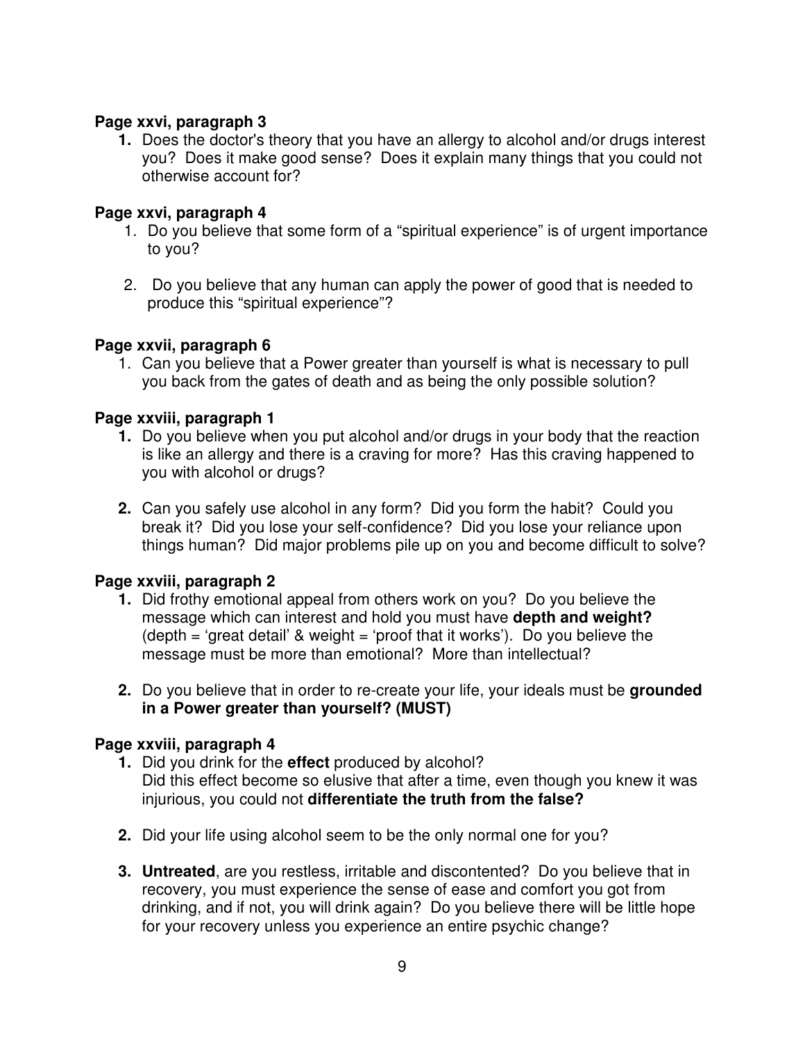**Page xxvi, paragraph 3**

1. Does the doctor's theory that you have an allergy to alcohol and/or drugs interest you? Does it make good sense? Does it explain many things that you could not otherwise account for?

**Page xxvi, paragraph 4**

1. Do you believe that some form of a "spiritual experience" is of urgent importance to you?

2. Do you believe that any human can apply the power of good that is needed to produce this "spiritual experience"?

**Page xxvii, paragraph 6**

1. Can you believe that a Power greater than yourself is what is necessary to pull you back from the gates of death and as being the only possible solution?

**Page xxviii, paragraph 1**

1. Do you believe when you put alcohol and/or drugs in your body that the reaction is like an allergy and there is a craving for more? Has this craving happened to you with alcohol or drugs?

2. Can you safely use alcohol in any form? Did you form the habit? Could you break it? Did you lose your self-confidence? Did you lose your reliance upon things human? Did major problems pile up on you and become difficult to solve?

**Page xxviii, paragraph 2**

1. Did frothy emotional appeal from others work on you? Do you believe the message which can interest and hold you must have **depth and weight?** (depth = 'great detail' & weight = 'proof that it works'). Do you believe the message must be more than emotional? More than intellectual?

2. Do you believe that in order to re-create your life, your ideals must be **grounded in a Power greater than yourself? (MUST)**

**Page xxviii, paragraph 4**

1. Did you drink for the **effect** produced by alcohol?
   Did this effect become so elusive that after a time, even though you knew it was injurious, you could not **differentiate the truth from the false?**

2. Did your life using alcohol seem to be the only normal one for you?

3. **Untreated**, are you restless, irritable and discontented? Do you believe that in recovery, you must experience the sense of ease and comfort you got from drinking, and if not, you will drink again? Do you believe there will be little hope for your recovery unless you experience an entire psychic change?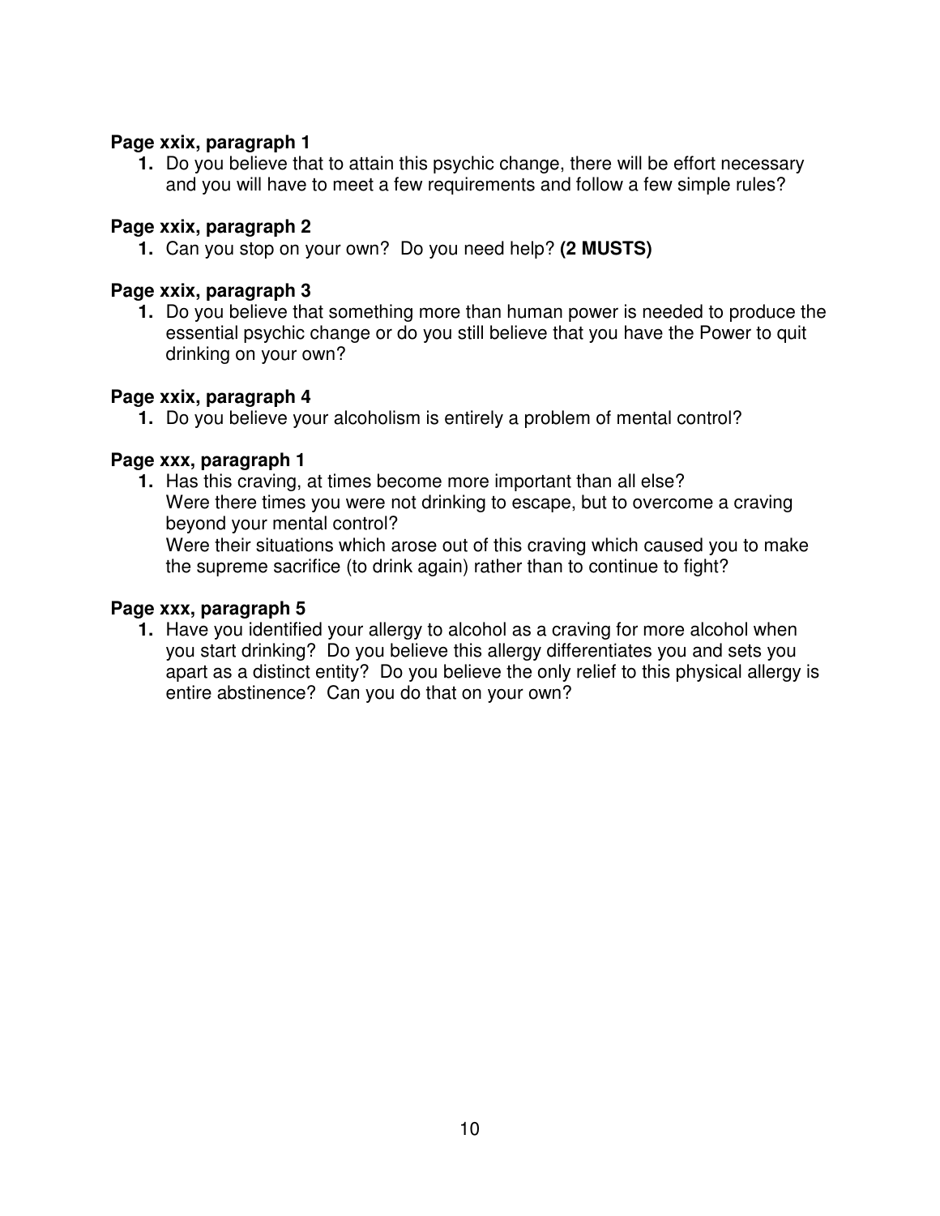**Page xxix, paragraph 1**

1. Do you believe that to attain this psychic change, there will be effort necessary and you will have to meet a few requirements and follow a few simple rules?

**Page xxix, paragraph 2**

1. Can you stop on your own? Do you need help? **(2 MUSTS)**

**Page xxix, paragraph 3**

1. Do you believe that something more than human power is needed to produce the essential psychic change or do you still believe that you have the Power to quit drinking on your own?

**Page xxix, paragraph 4**

1. Do you believe your alcoholism is entirely a problem of mental control?

**Page xxx, paragraph 1**

1. Has this craving, at times become more important than all else?
   Were there times you were not drinking to escape, but to overcome a craving beyond your mental control?
   Were their situations which arose out of this craving which caused you to make the supreme sacrifice (to drink again) rather than to continue to fight?

**Page xxx, paragraph 5**

1. Have you identified your allergy to alcohol as a craving for more alcohol when you start drinking? Do you believe this allergy differentiates you and sets you apart as a distinct entity? Do you believe the only relief to this physical allergy is entire abstinence? Can you do that on your own?